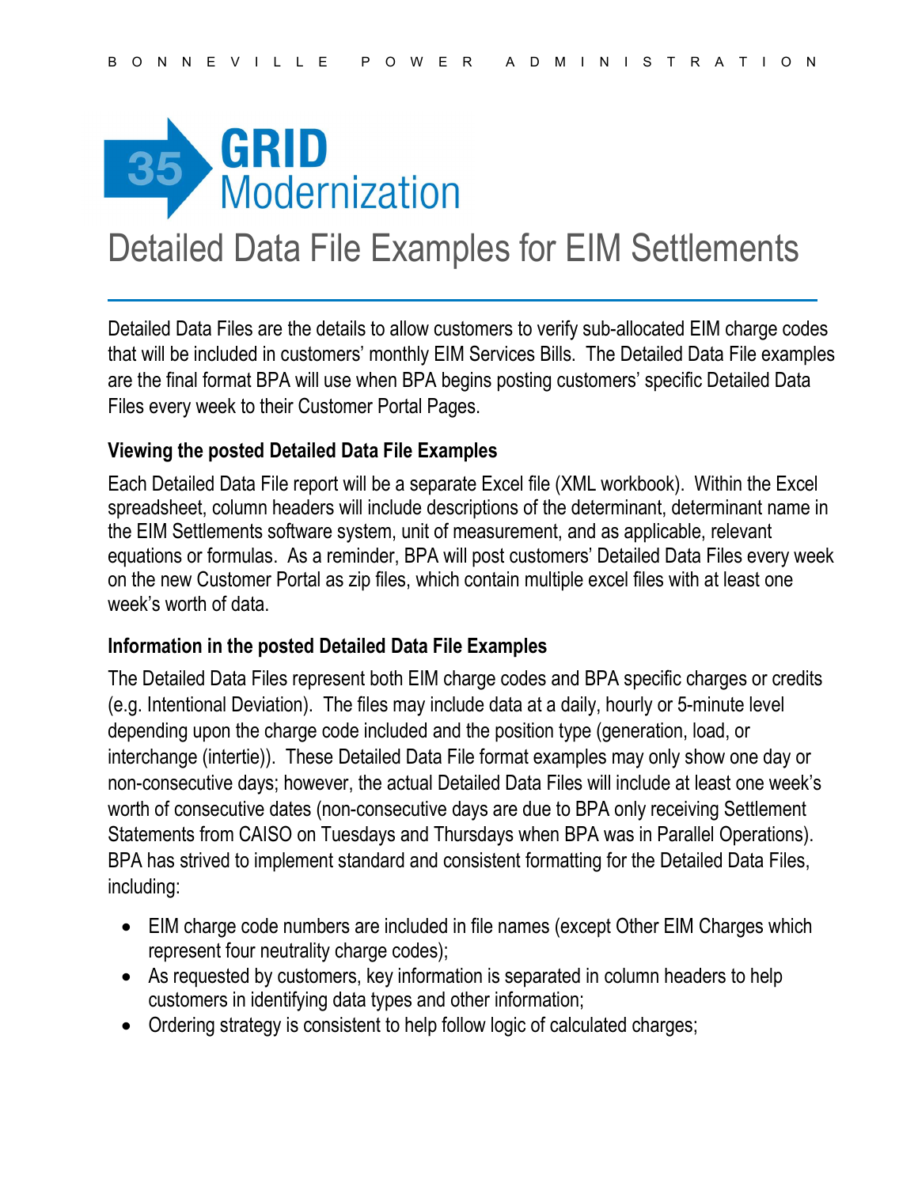BONNEVILLE POWER ADMINISTRATION

# 35 GRID Modernization

# Detailed Data File Examples for EIM Settlements

Detailed Data Files are the details to allow customers to verify sub-allocated EIM charge codes that will be included in customers' monthly EIM Services Bills. The Detailed Data File examples are the final format BPA will use when BPA begins posting customers' specific Detailed Data Files every week to their Customer Portal Pages.

### Viewing the posted Detailed Data File Examples

Each Detailed Data File report will be a separate Excel file (XML workbook). Within the Excel spreadsheet, column headers will include descriptions of the determinant, determinant name in the EIM Settlements software system, unit of measurement, and as applicable, relevant equations or formulas. As a reminder, BPA will post customers' Detailed Data Files every week on the new Customer Portal as zip files, which contain multiple excel files with at least one week's worth of data.

### Information in the posted Detailed Data File Examples

The Detailed Data Files represent both EIM charge codes and BPA specific charges or credits (e.g. Intentional Deviation). The files may include data at a daily, hourly or 5-minute level depending upon the charge code included and the position type (generation, load, or interchange (intertie)). These Detailed Data File format examples may only show one day or non-consecutive days; however, the actual Detailed Data Files will include at least one week's worth of consecutive dates (non-consecutive days are due to BPA only receiving Settlement Statements from CAISO on Tuesdays and Thursdays when BPA was in Parallel Operations). BPA has strived to implement standard and consistent formatting for the Detailed Data Files, including:

- EIM charge code numbers are included in file names (except Other EIM Charges which represent four neutrality charge codes);
- As requested by customers, key information is separated in column headers to help customers in identifying data types and other information;
- Ordering strategy is consistent to help follow logic of calculated charges;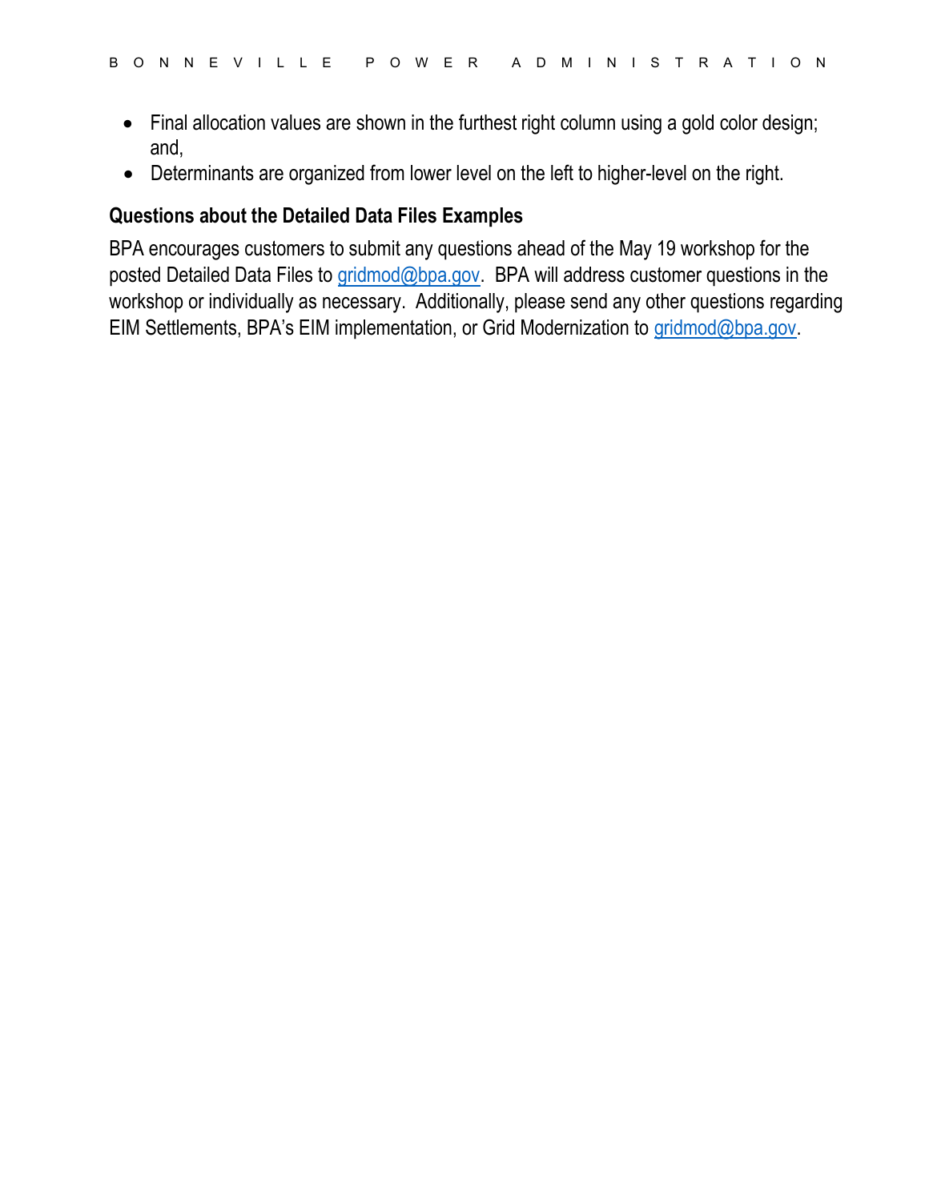- Final allocation values are shown in the furthest right column using a gold color design; and,
- Determinants are organized from lower level on the left to higher-level on the right.

### Questions about the Detailed Data Files Examples

BPA encourages customers to submit any questions ahead of the May 19 workshop for the posted Detailed Data Files to gridmod@bpa.gov. BPA will address customer questions in the workshop or individually as necessary. Additionally, please send any other questions regarding EIM Settlements, BPA's EIM implementation, or Grid Modernization to gridmod@bpa.gov.